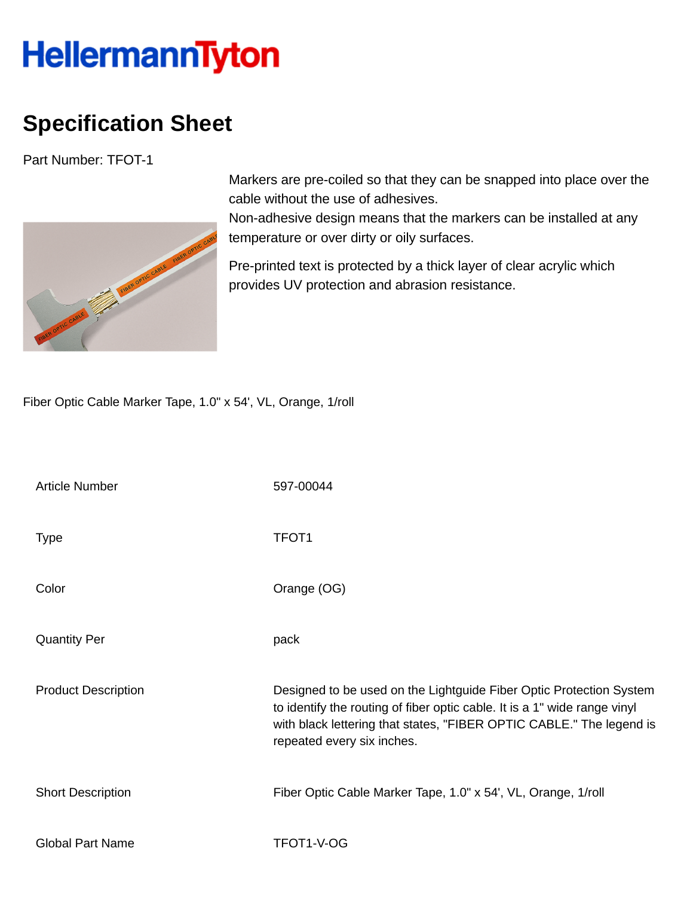HellermannTyton

# Specification Sheet

Part Number: TFOT-1

Markers are pre-coiled so that they can be snapped into place over the cable without the use of adhesives.
Non-adhesive design means that the markers can be installed at any temperature or over dirty or oily surfaces.

Pre-printed text is protected by a thick layer of clear acrylic which provides UV protection and abrasion resistance.

Fiber Optic Cable Marker Tape, 1.0" x 54', VL, Orange, 1/roll

| | |
|---|---|
| Article Number | 597-00044 |
| Type | TFOT1 |
| Color | Orange (OG) |
| Quantity Per | pack |
| Product Description | Designed to be used on the Lightguide Fiber Optic Protection System to identify the routing of fiber optic cable. It is a 1" wide range vinyl with black lettering that states, "FIBER OPTIC CABLE." The legend is repeated every six inches. |
| Short Description | Fiber Optic Cable Marker Tape, 1.0" x 54', VL, Orange, 1/roll |
| Global Part Name | TFOT1-V-OG |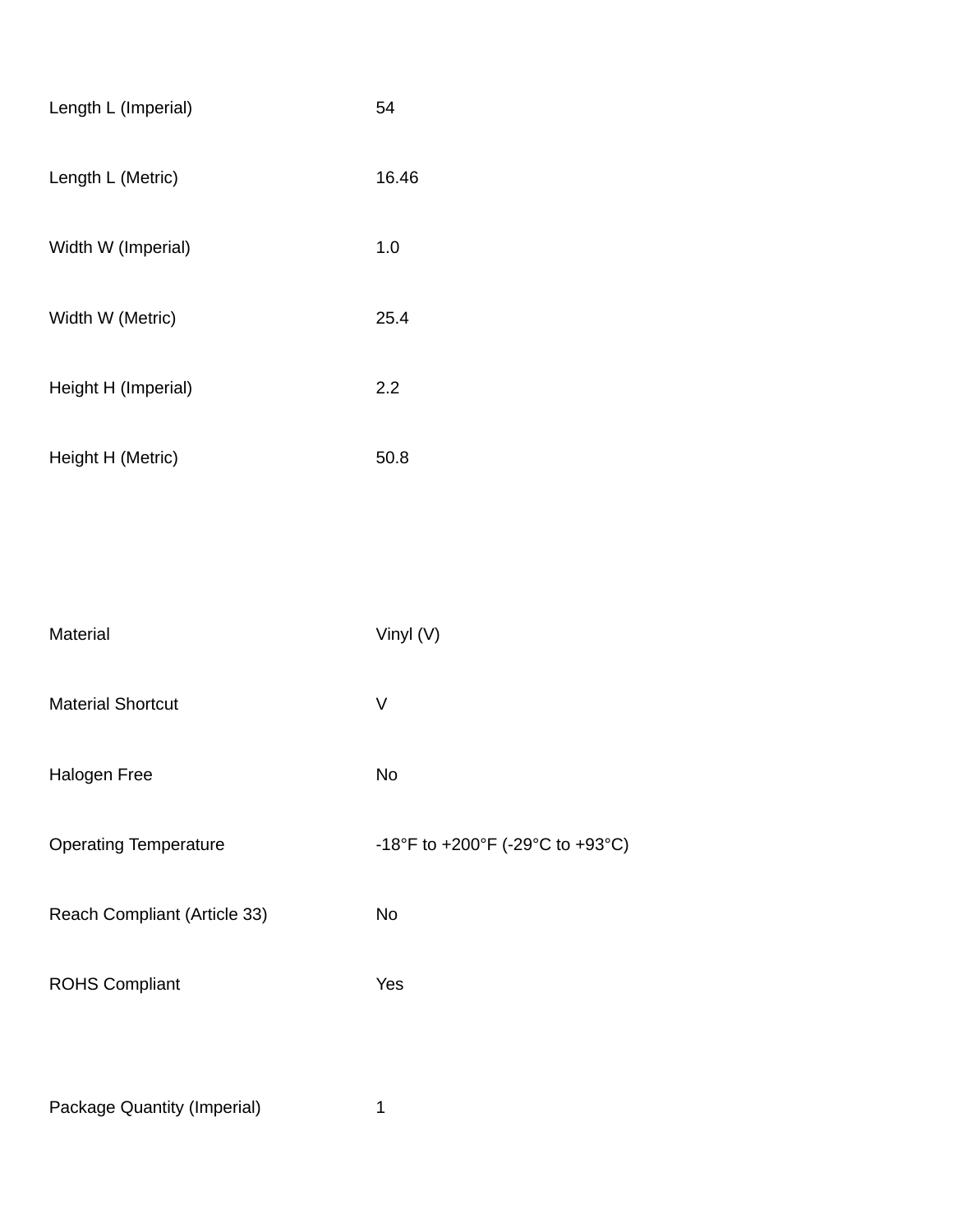| | |
|---|---|
| Length L (Imperial) | 54 |
| Length L (Metric) | 16.46 |
| Width W (Imperial) | 1.0 |
| Width W (Metric) | 25.4 |
| Height H (Imperial) | 2.2 |
| Height H (Metric) | 50.8 |

| | |
|---|---|
| Material | Vinyl (V) |
| Material Shortcut | V |
| Halogen Free | No |
| Operating Temperature | -18°F to +200°F (-29°C to +93°C) |
| Reach Compliant (Article 33) | No |
| ROHS Compliant | Yes |

| | |
|---|---|
| Package Quantity (Imperial) | 1 |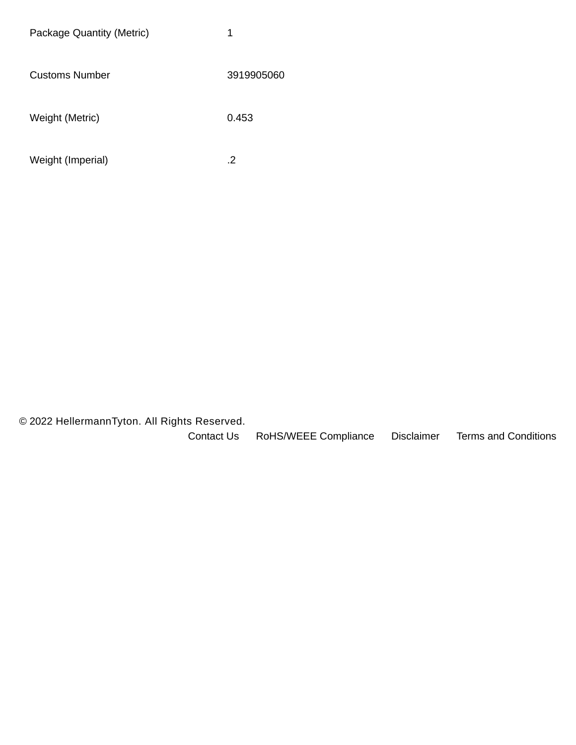| | |
|---|---|
| Package Quantity (Metric) | 1 |
| Customs Number | 3919905060 |
| Weight (Metric) | 0.453 |
| Weight (Imperial) | .2 |

© 2022 HellermannTyton. All Rights Reserved.

Contact Us RoHS/WEEE Compliance Disclaimer Terms and Conditions